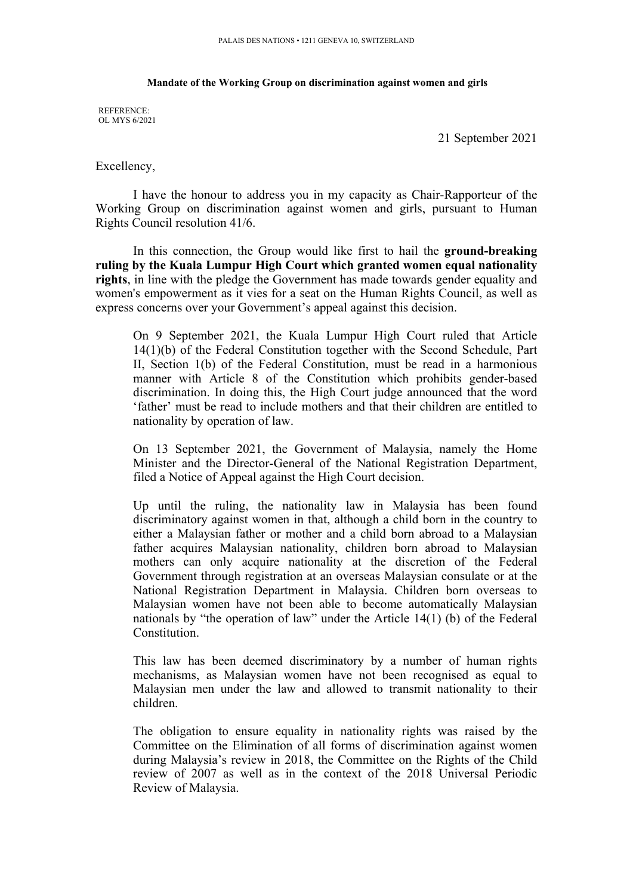PALAIS DES NATIONS • 1211 GENEVA 10, SWITZERLAND

**Mandate of the Working Group on discrimination against women and girls**

REFERENCE:
OL MYS 6/2021

21 September 2021

Excellency,

I have the honour to address you in my capacity as Chair-Rapporteur of the Working Group on discrimination against women and girls, pursuant to Human Rights Council resolution 41/6.

In this connection, the Group would like first to hail the **ground-breaking ruling by the Kuala Lumpur High Court which granted women equal nationality rights**, in line with the pledge the Government has made towards gender equality and women's empowerment as it vies for a seat on the Human Rights Council, as well as express concerns over your Government's appeal against this decision.

> On 9 September 2021, the Kuala Lumpur High Court ruled that Article 14(1)(b) of the Federal Constitution together with the Second Schedule, Part II, Section 1(b) of the Federal Constitution, must be read in a harmonious manner with Article 8 of the Constitution which prohibits gender-based discrimination. In doing this, the High Court judge announced that the word 'father' must be read to include mothers and that their children are entitled to nationality by operation of law.
>
> On 13 September 2021, the Government of Malaysia, namely the Home Minister and the Director-General of the National Registration Department, filed a Notice of Appeal against the High Court decision.
>
> Up until the ruling, the nationality law in Malaysia has been found discriminatory against women in that, although a child born in the country to either a Malaysian father or mother and a child born abroad to a Malaysian father acquires Malaysian nationality, children born abroad to Malaysian mothers can only acquire nationality at the discretion of the Federal Government through registration at an overseas Malaysian consulate or at the National Registration Department in Malaysia. Children born overseas to Malaysian women have not been able to become automatically Malaysian nationals by "the operation of law" under the Article 14(1) (b) of the Federal Constitution.
>
> This law has been deemed discriminatory by a number of human rights mechanisms, as Malaysian women have not been recognised as equal to Malaysian men under the law and allowed to transmit nationality to their children.
>
> The obligation to ensure equality in nationality rights was raised by the Committee on the Elimination of all forms of discrimination against women during Malaysia's review in 2018, the Committee on the Rights of the Child review of 2007 as well as in the context of the 2018 Universal Periodic Review of Malaysia.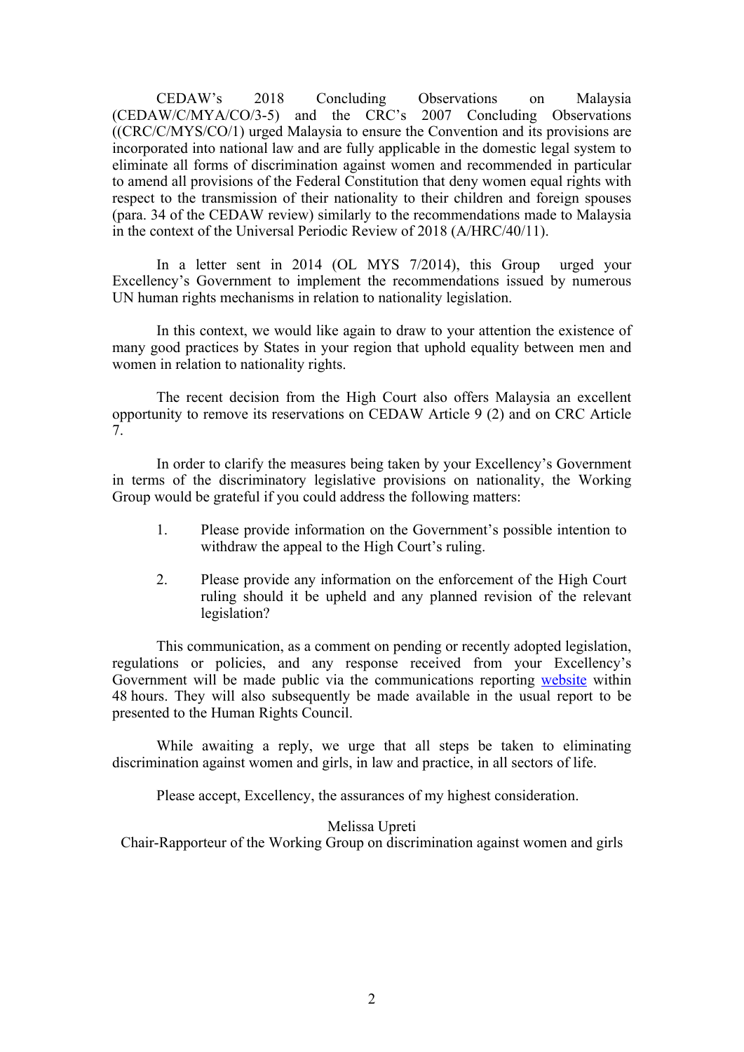CEDAW's 2018 Concluding Observations on Malaysia (CEDAW/C/MYA/CO/3-5) and the CRC's 2007 Concluding Observations ((CRC/C/MYS/CO/1) urged Malaysia to ensure the Convention and its provisions are incorporated into national law and are fully applicable in the domestic legal system to eliminate all forms of discrimination against women and recommended in particular to amend all provisions of the Federal Constitution that deny women equal rights with respect to the transmission of their nationality to their children and foreign spouses (para. 34 of the CEDAW review) similarly to the recommendations made to Malaysia in the context of the Universal Periodic Review of 2018 (A/HRC/40/11).

In a letter sent in 2014 (OL MYS 7/2014), this Group urged your Excellency's Government to implement the recommendations issued by numerous UN human rights mechanisms in relation to nationality legislation.

In this context, we would like again to draw to your attention the existence of many good practices by States in your region that uphold equality between men and women in relation to nationality rights.

The recent decision from the High Court also offers Malaysia an excellent opportunity to remove its reservations on CEDAW Article 9 (2) and on CRC Article 7.

In order to clarify the measures being taken by your Excellency's Government in terms of the discriminatory legislative provisions on nationality, the Working Group would be grateful if you could address the following matters:

1. Please provide information on the Government's possible intention to withdraw the appeal to the High Court's ruling.

2. Please provide any information on the enforcement of the High Court ruling should it be upheld and any planned revision of the relevant legislation?

This communication, as a comment on pending or recently adopted legislation, regulations or policies, and any response received from your Excellency's Government will be made public via the communications reporting website within 48 hours. They will also subsequently be made available in the usual report to be presented to the Human Rights Council.

While awaiting a reply, we urge that all steps be taken to eliminating discrimination against women and girls, in law and practice, in all sectors of life.

Please accept, Excellency, the assurances of my highest consideration.

Melissa Upreti
Chair-Rapporteur of the Working Group on discrimination against women and girls